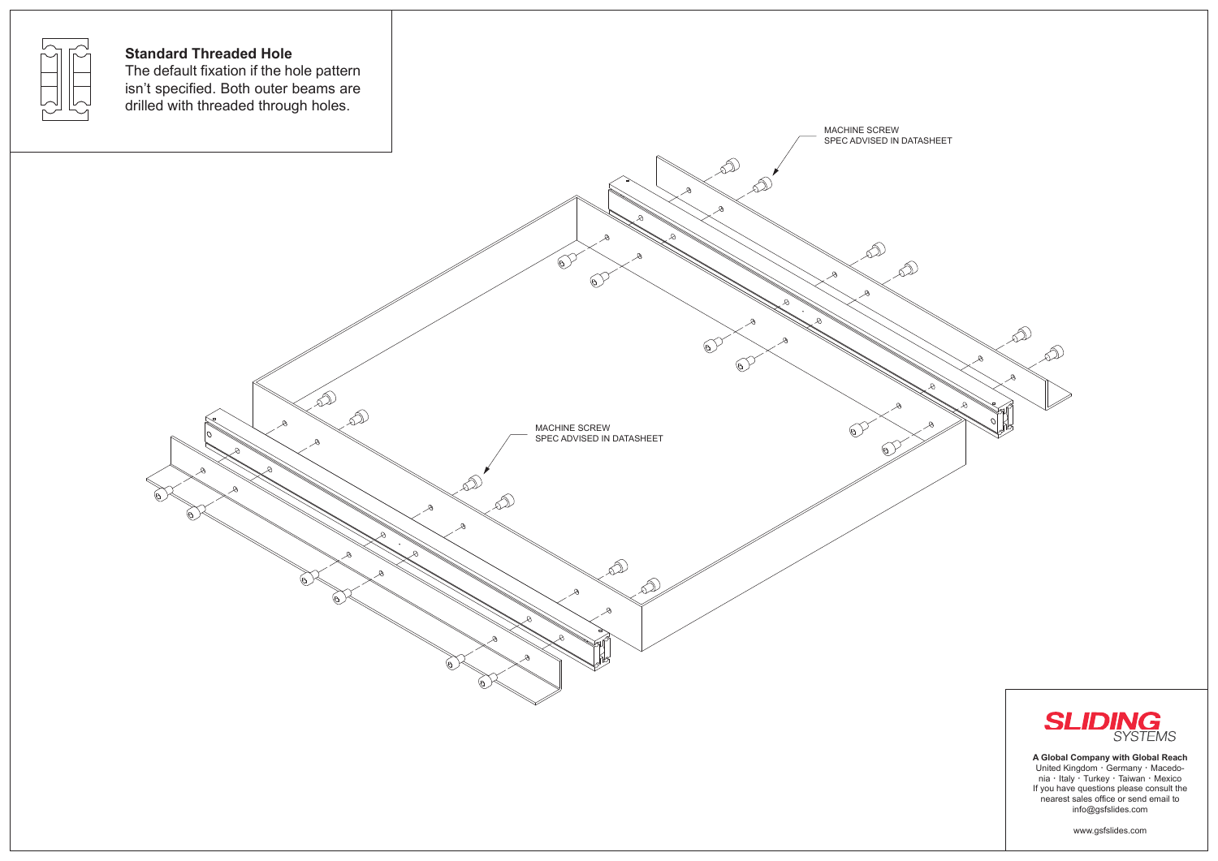## Standard Threaded Hole

The default fixation if the hole pattern isn't specified. Both outer beams are drilled with threaded through holes.

MACHINE SCREW
SPEC ADVISED IN DATASHEET

MACHINE SCREW
SPEC ADVISED IN DATASHEET

SLIDING SYSTEMS

**A Global Company with Global Reach**
United Kingdom · Germany · Macedonia · Italy · Turkey · Taiwan · Mexico
If you have questions please consult the nearest sales office or send email to info@gsfslides.com

www.gsfslides.com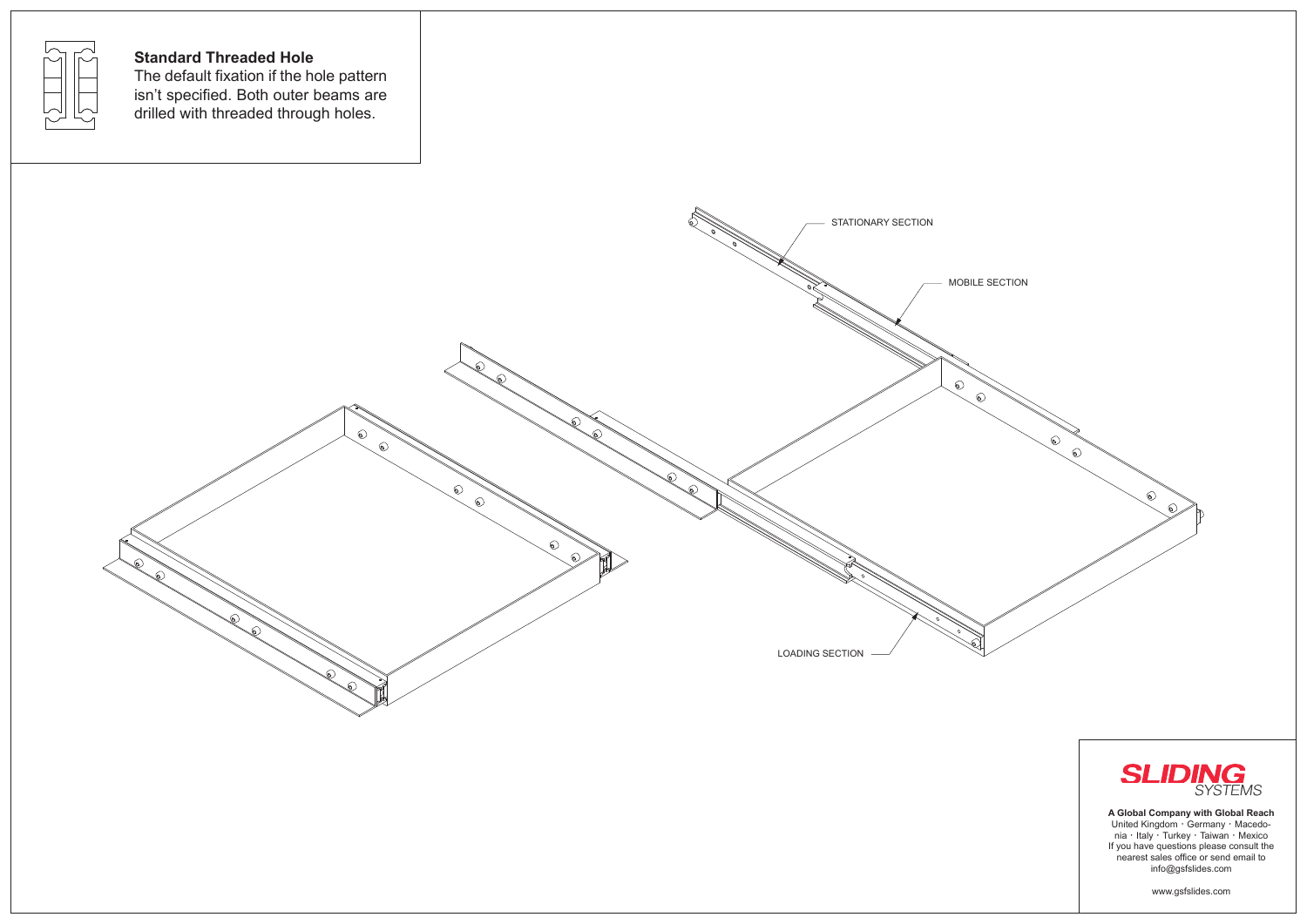## Standard Threaded Hole

The default fixation if the hole pattern isn't specified. Both outer beams are drilled with threaded through holes.

STATIONARY SECTION

MOBILE SECTION

LOADING SECTION

SLIDING SYSTEMS

**A Global Company with Global Reach**

United Kingdom · Germany · Macedonia · Italy · Turkey · Taiwan · Mexico

If you have questions please consult the nearest sales office or send email to info@gsfslides.com

www.gsfslides.com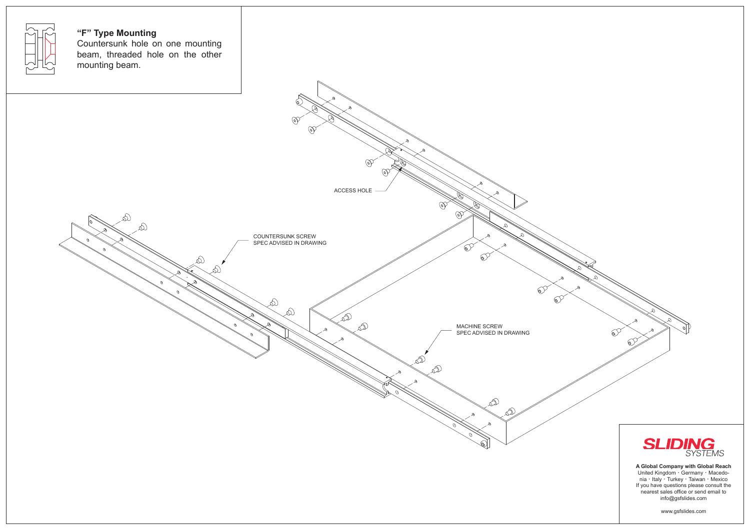## "F" Type Mounting

Countersunk hole on one mounting beam, threaded hole on the other mounting beam.

ACCESS HOLE

COUNTERSUNK SCREW SPEC ADVISED IN DRAWING

MACHINE SCREW SPEC ADVISED IN DRAWING

**SLIDING** *SYSTEMS*

**A Global Company with Global Reach**
United Kingdom · Germany · Macedonia · Italy · Turkey · Taiwan · Mexico
If you have questions please consult the nearest sales office or send email to info@gsfslides.com

www.gsfslides.com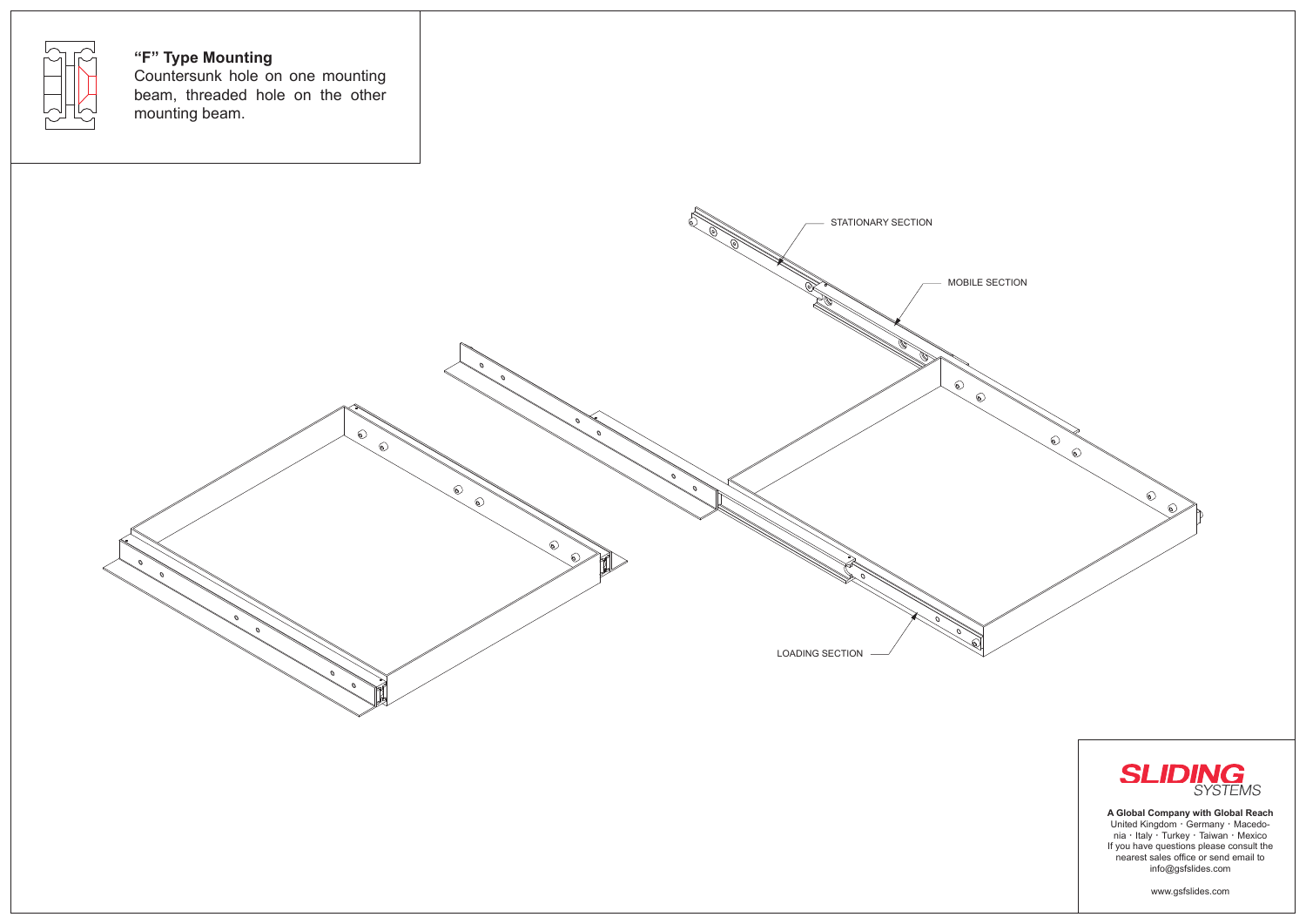### "F" Type Mounting

Countersunk hole on one mounting beam, threaded hole on the other mounting beam.

STATIONARY SECTION

MOBILE SECTION

LOADING SECTION

**SLIDING** *SYSTEMS*

**A Global Company with Global Reach**
United Kingdom · Germany · Macedonia · Italy · Turkey · Taiwan · Mexico
If you have questions please consult the nearest sales office or send email to info@gsfslides.com

www.gsfslides.com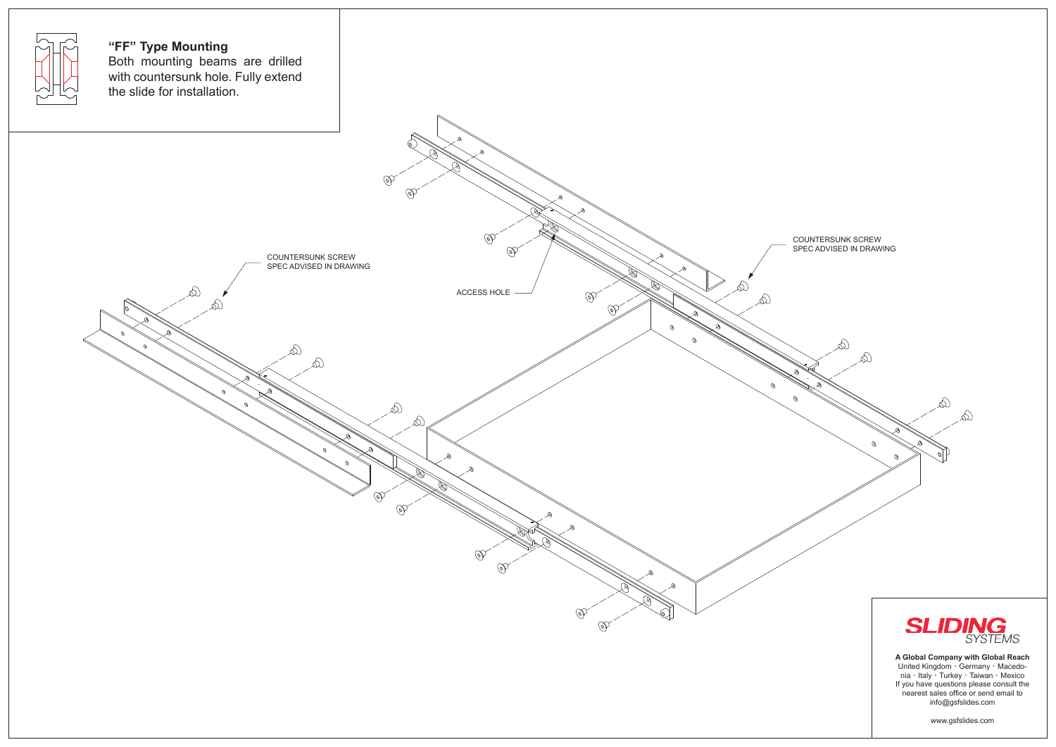## "FF" Type Mounting

Both mounting beams are drilled with countersunk hole. Fully extend the slide for installation.

COUNTERSUNK SCREW SPEC ADVISED IN DRAWING

ACCESS HOLE

COUNTERSUNK SCREW SPEC ADVISED IN DRAWING

**SLIDING** *SYSTEMS*

**A Global Company with Global Reach**
United Kingdom · Germany · Macedonia · Italy · Turkey · Taiwan · Mexico
If you have questions please consult the nearest sales office or send email to info@gsfslides.com

www.gsfslides.com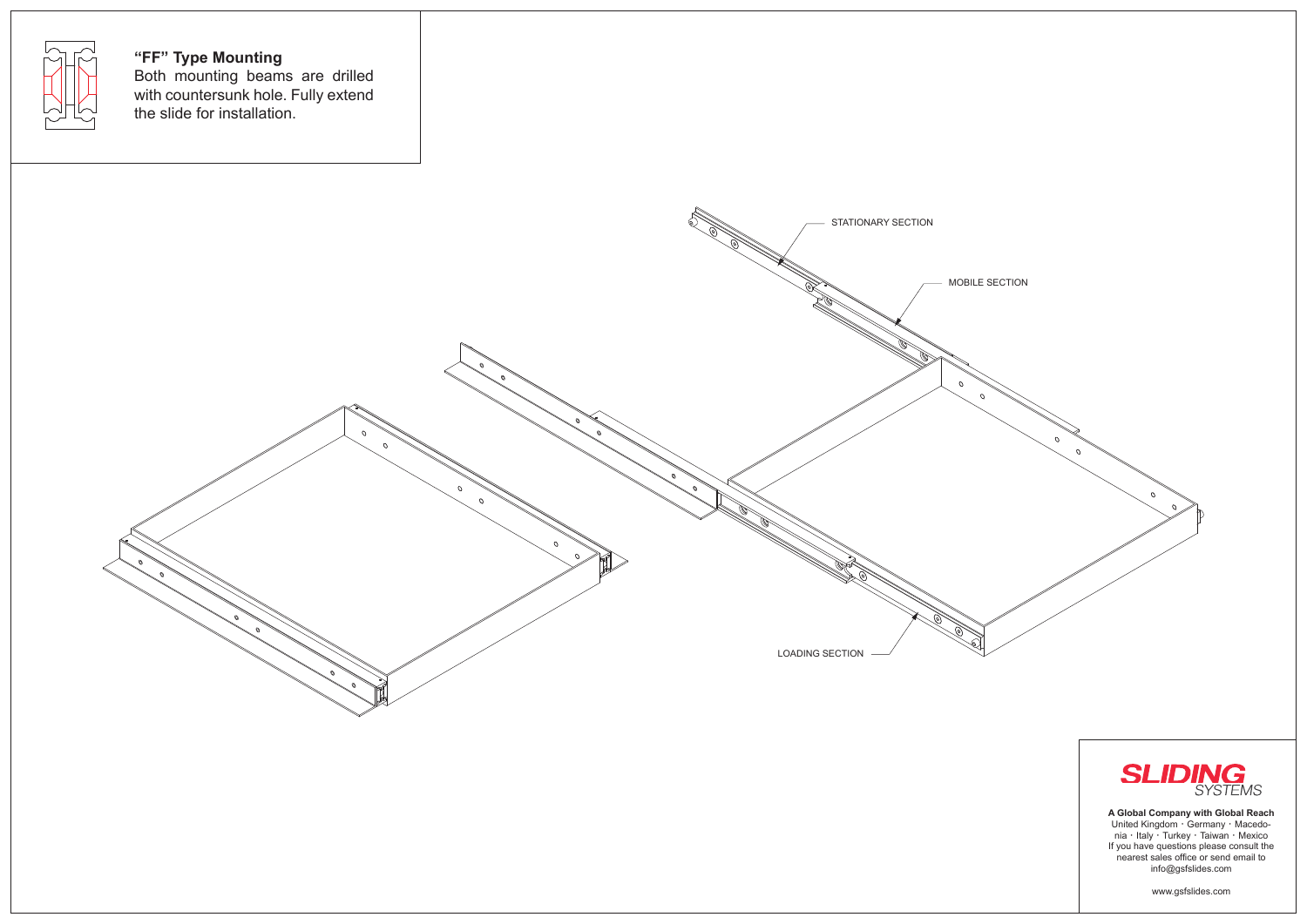## "FF" Type Mounting

Both mounting beams are drilled with countersunk hole. Fully extend the slide for installation.

STATIONARY SECTION

MOBILE SECTION

LOADING SECTION

**SLIDING** *SYSTEMS*

**A Global Company with Global Reach**
United Kingdom · Germany · Macedonia · Italy · Turkey · Taiwan · Mexico
If you have questions please consult the nearest sales office or send email to info@gsfslides.com

www.gsfslides.com